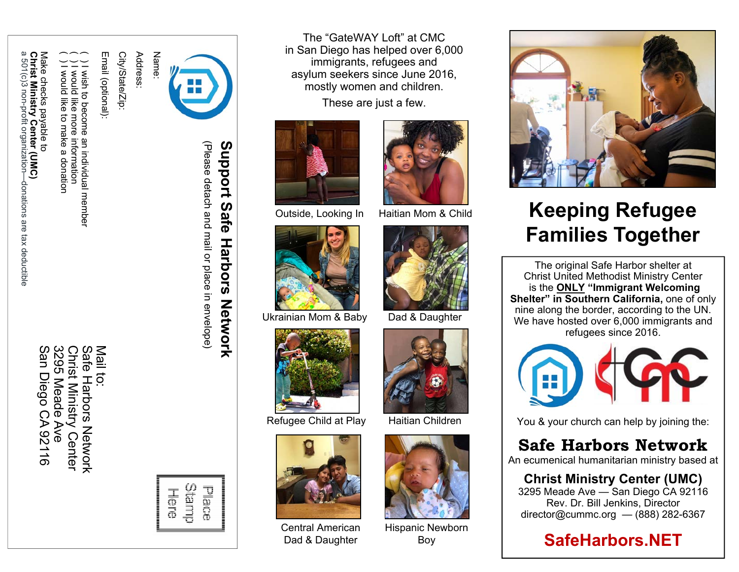## Support Safe Harbors Network

(Please detach and mail or place in envelope)

Name:

Address:

City/State/Zip:

Email (optional):

( ) I wish to become an individual member
( ) I would like more information
( ) I would like to make a donation

Make checks payable to
**Christ Ministry Center (UMC)**
a 501(c)3 non-profit organization—donations are tax deductible

Place
Stamp
Here

Mail to:
Safe Harbors Network
Christ Ministry Center
3295 Meade Ave
San Diego CA 92116

The "GateWAY Loft" at CMC in San Diego has helped over 6,000 immigrants, refugees and asylum seekers since June 2016, mostly women and children.

These are just a few.

Outside, Looking In

Haitian Mom & Child

Ukrainian Mom & Baby

Dad & Daughter

Refugee Child at Play

Haitian Children

Central American Dad & Daughter

Hispanic Newborn Boy

# Keeping Refugee Families Together

The original Safe Harbor shelter at Christ United Methodist Ministry Center is the **ONLY "Immigrant Welcoming Shelter" in Southern California,** one of only nine along the border, according to the UN. We have hosted over 6,000 immigrants and refugees since 2016.

You & your church can help by joining the:

## Safe Harbors Network

An ecumenical humanitarian ministry based at

### Christ Ministry Center (UMC)

3295 Meade Ave — San Diego CA 92116
Rev. Dr. Bill Jenkins, Director
director@cummc.org — (888) 282-6367

**SafeHarbors.NET**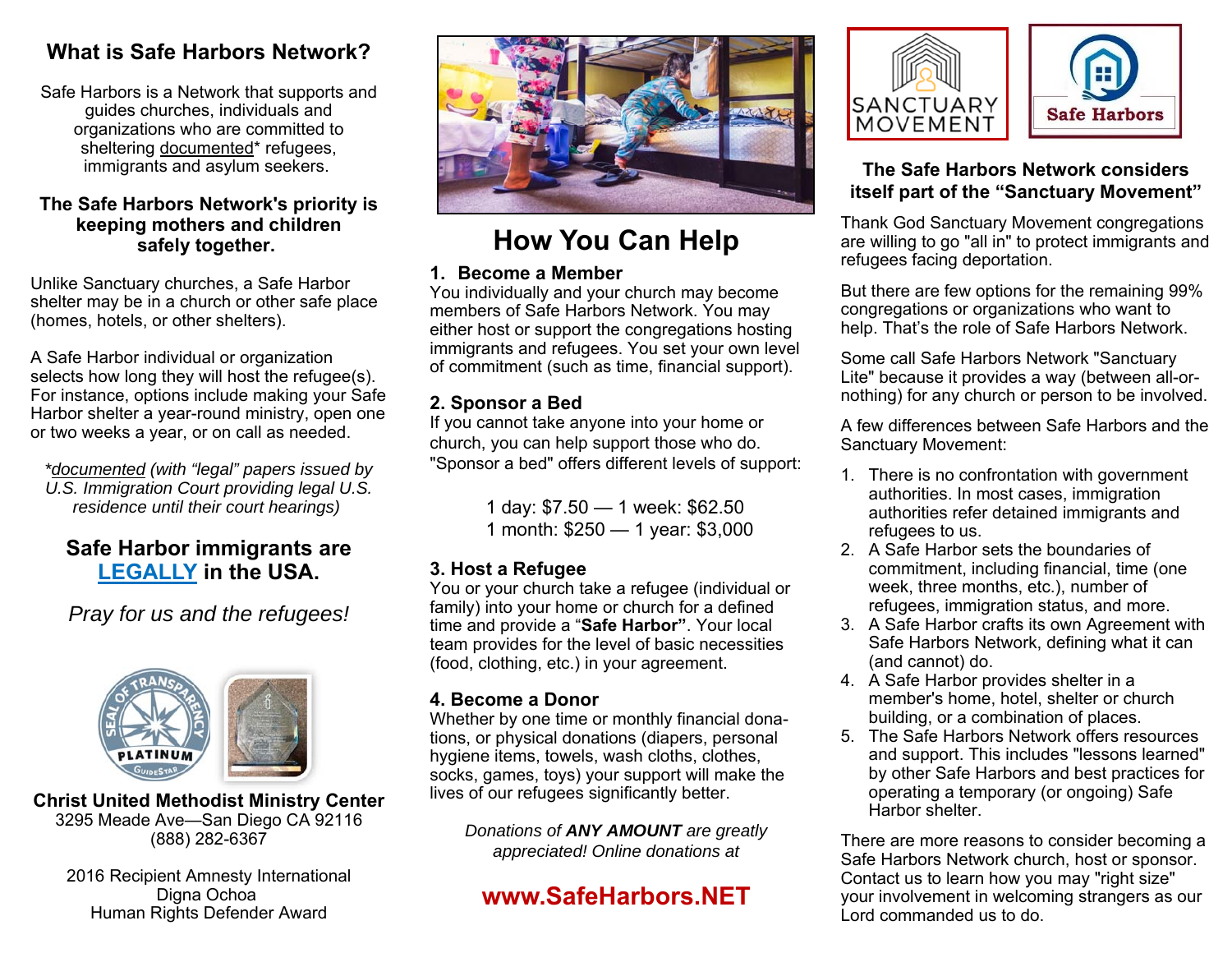## What is Safe Harbors Network?

Safe Harbors is a Network that supports and guides churches, individuals and organizations who are committed to sheltering documented* refugees, immigrants and asylum seekers.

**The Safe Harbors Network's priority is keeping mothers and children safely together.**

Unlike Sanctuary churches, a Safe Harbor shelter may be in a church or other safe place (homes, hotels, or other shelters).

A Safe Harbor individual or organization selects how long they will host the refugee(s). For instance, options include making your Safe Harbor shelter a year-round ministry, open one or two weeks a year, or on call as needed.

*\*documented (with "legal" papers issued by U.S. Immigration Court providing legal U.S. residence until their court hearings)*

**Safe Harbor immigrants are LEGALLY in the USA.**

*Pray for us and the refugees!*

**Christ United Methodist Ministry Center**
3295 Meade Ave—San Diego CA 92116
(888) 282-6367

2016 Recipient Amnesty International
Digna Ochoa
Human Rights Defender Award

## How You Can Help

### 1. Become a Member

You individually and your church may become members of Safe Harbors Network. You may either host or support the congregations hosting immigrants and refugees. You set your own level of commitment (such as time, financial support).

### 2. Sponsor a Bed

If you cannot take anyone into your home or church, you can help support those who do. "Sponsor a bed" offers different levels of support:

1 day: $7.50 — 1 week: $62.50
1 month: $250 — 1 year: $3,000

### 3. Host a Refugee

You or your church take a refugee (individual or family) into your home or church for a defined time and provide a "**Safe Harbor**". Your local team provides for the level of basic necessities (food, clothing, etc.) in your agreement.

### 4. Become a Donor

Whether by one time or monthly financial donations, or physical donations (diapers, personal hygiene items, towels, wash cloths, clothes, socks, games, toys) your support will make the lives of our refugees significantly better.

*Donations of **ANY AMOUNT** are greatly appreciated! Online donations at*

**www.SafeHarbors.NET**

SANCTUARY MOVEMENT

Safe Harbors

**The Safe Harbors Network considers itself part of the "Sanctuary Movement"**

Thank God Sanctuary Movement congregations are willing to go "all in" to protect immigrants and refugees facing deportation.

But there are few options for the remaining 99% congregations or organizations who want to help. That's the role of Safe Harbors Network.

Some call Safe Harbors Network "Sanctuary Lite" because it provides a way (between all-or-nothing) for any church or person to be involved.

A few differences between Safe Harbors and the Sanctuary Movement:

1. There is no confrontation with government authorities. In most cases, immigration authorities refer detained immigrants and refugees to us.
2. A Safe Harbor sets the boundaries of commitment, including financial, time (one week, three months, etc.), number of refugees, immigration status, and more.
3. A Safe Harbor crafts its own Agreement with Safe Harbors Network, defining what it can (and cannot) do.
4. A Safe Harbor provides shelter in a member's home, hotel, shelter or church building, or a combination of places.
5. The Safe Harbors Network offers resources and support. This includes "lessons learned" by other Safe Harbors and best practices for operating a temporary (or ongoing) Safe Harbor shelter.

There are more reasons to consider becoming a Safe Harbors Network church, host or sponsor. Contact us to learn how you may "right size" your involvement in welcoming strangers as our Lord commanded us to do.